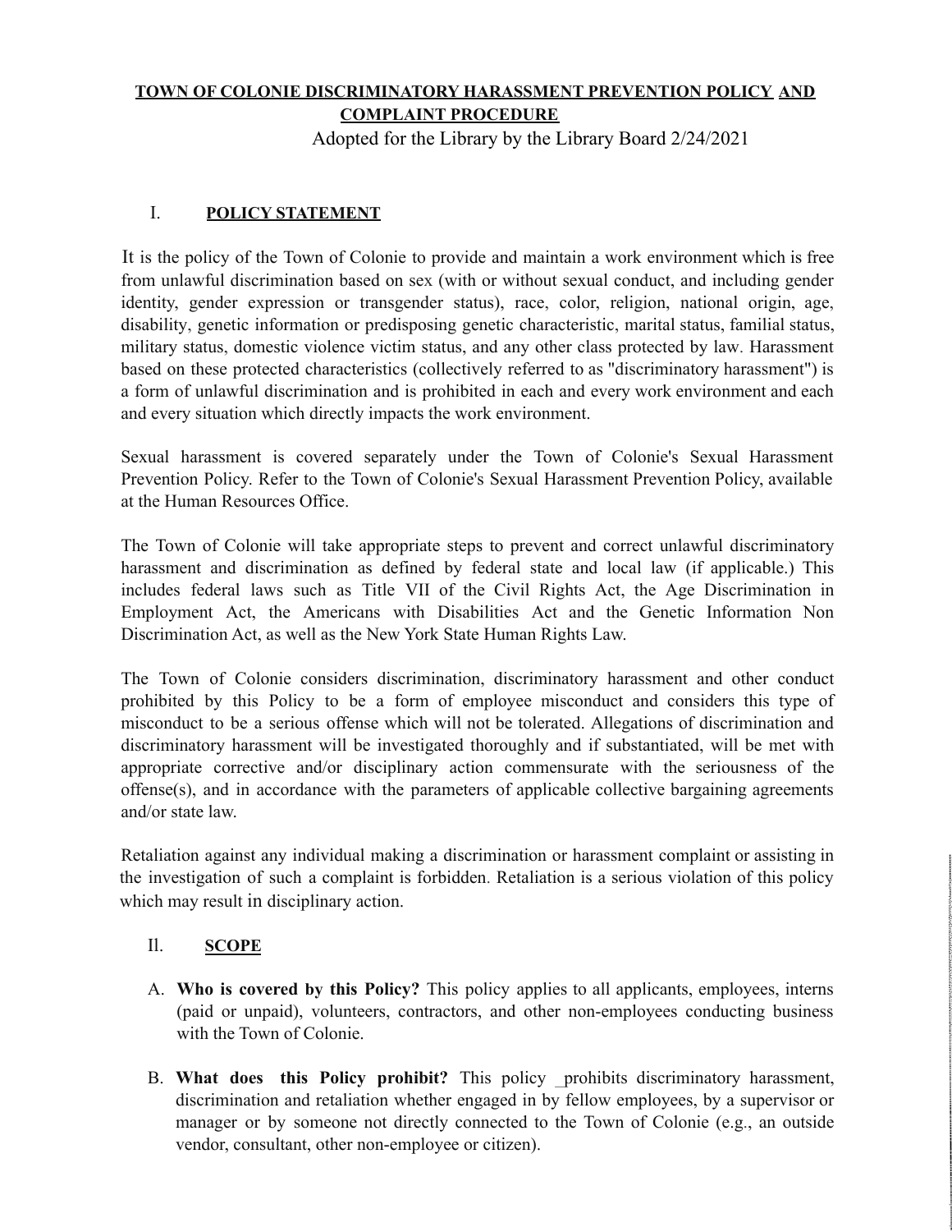**TOWN OF COLONIE DISCRIMINATORY HARASSMENT PREVENTION POLICY AND COMPLAINT PROCEDURE**

Adopted for the Library by the Library Board 2/24/2021

## I. POLICY STATEMENT

It is the policy of the Town of Colonie to provide and maintain a work environment which is free from unlawful discrimination based on sex (with or without sexual conduct, and including gender identity, gender expression or transgender status), race, color, religion, national origin, age, disability, genetic information or predisposing genetic characteristic, marital status, familial status, military status, domestic violence victim status, and any other class protected by law. Harassment based on these protected characteristics (collectively referred to as "discriminatory harassment") is a form of unlawful discrimination and is prohibited in each and every work environment and each and every situation which directly impacts the work environment.

Sexual harassment is covered separately under the Town of Colonie's Sexual Harassment Prevention Policy. Refer to the Town of Colonie's Sexual Harassment Prevention Policy, available at the Human Resources Office.

The Town of Colonie will take appropriate steps to prevent and correct unlawful discriminatory harassment and discrimination as defined by federal state and local law (if applicable.) This includes federal laws such as Title VII of the Civil Rights Act, the Age Discrimination in Employment Act, the Americans with Disabilities Act and the Genetic Information Non Discrimination Act, as well as the New York State Human Rights Law.

The Town of Colonie considers discrimination, discriminatory harassment and other conduct prohibited by this Policy to be a form of employee misconduct and considers this type of misconduct to be a serious offense which will not be tolerated. Allegations of discrimination and discriminatory harassment will be investigated thoroughly and if substantiated, will be met with appropriate corrective and/or disciplinary action commensurate with the seriousness of the offense(s), and in accordance with the parameters of applicable collective bargaining agreements and/or state law.

Retaliation against any individual making a discrimination or harassment complaint or assisting in the investigation of such a complaint is forbidden. Retaliation is a serious violation of this policy which may result in disciplinary action.

## II. SCOPE

A. **Who is covered by this Policy?** This policy applies to all applicants, employees, interns (paid or unpaid), volunteers, contractors, and other non-employees conducting business with the Town of Colonie.

B. **What does this Policy prohibit?** This policy _prohibits discriminatory harassment, discrimination and retaliation whether engaged in by fellow employees, by a supervisor or manager or by someone not directly connected to the Town of Colonie (e.g., an outside vendor, consultant, other non-employee or citizen).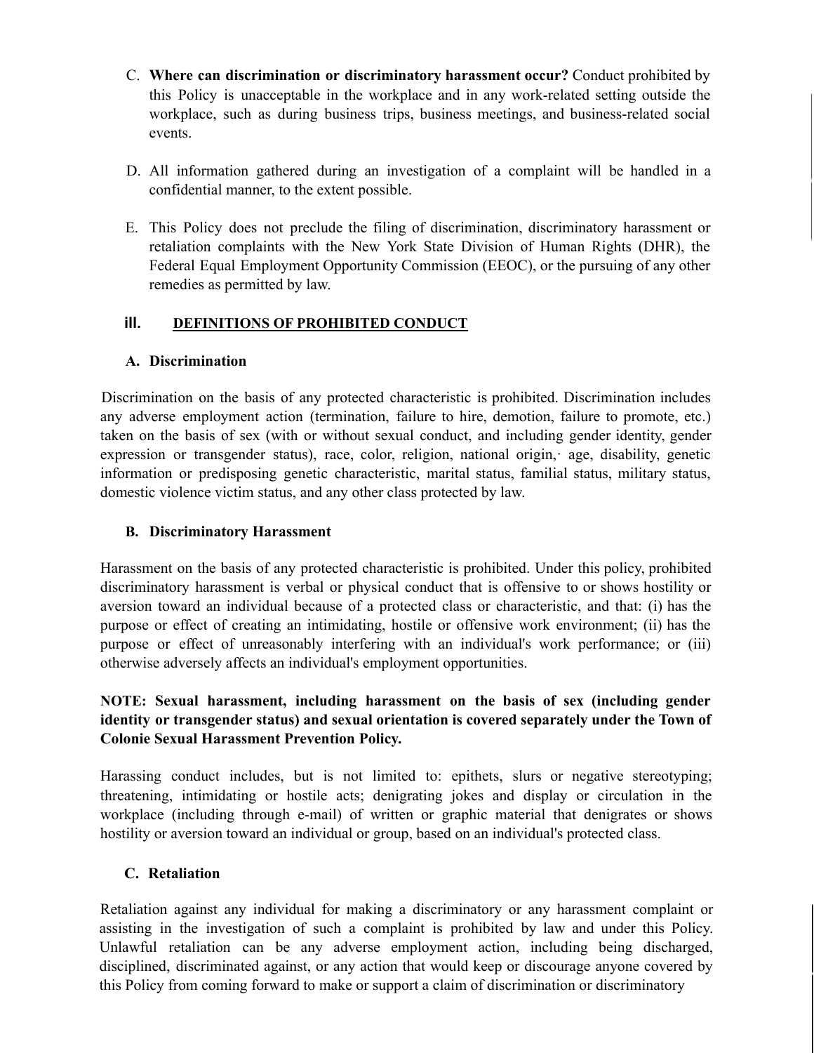C. **Where can discrimination or discriminatory harassment occur?** Conduct prohibited by this Policy is unacceptable in the workplace and in any work-related setting outside the workplace, such as during business trips, business meetings, and business-related social events.

D. All information gathered during an investigation of a complaint will be handled in a confidential manner, to the extent possible.

E. This Policy does not preclude the filing of discrimination, discriminatory harassment or retaliation complaints with the New York State Division of Human Rights (DHR), the Federal Equal Employment Opportunity Commission (EEOC), or the pursuing of any other remedies as permitted by law.

## III. DEFINITIONS OF PROHIBITED CONDUCT

### A. Discrimination

Discrimination on the basis of any protected characteristic is prohibited. Discrimination includes any adverse employment action (termination, failure to hire, demotion, failure to promote, etc.) taken on the basis of sex (with or without sexual conduct, and including gender identity, gender expression or transgender status), race, color, religion, national origin, age, disability, genetic information or predisposing genetic characteristic, marital status, familial status, military status, domestic violence victim status, and any other class protected by law.

### B. Discriminatory Harassment

Harassment on the basis of any protected characteristic is prohibited. Under this policy, prohibited discriminatory harassment is verbal or physical conduct that is offensive to or shows hostility or aversion toward an individual because of a protected class or characteristic, and that: (i) has the purpose or effect of creating an intimidating, hostile or offensive work environment; (ii) has the purpose or effect of unreasonably interfering with an individual's work performance; or (iii) otherwise adversely affects an individual's employment opportunities.

**NOTE: Sexual harassment, including harassment on the basis of sex (including gender identity or transgender status) and sexual orientation is covered separately under the Town of Colonie Sexual Harassment Prevention Policy.**

Harassing conduct includes, but is not limited to: epithets, slurs or negative stereotyping; threatening, intimidating or hostile acts; denigrating jokes and display or circulation in the workplace (including through e-mail) of written or graphic material that denigrates or shows hostility or aversion toward an individual or group, based on an individual's protected class.

### C. Retaliation

Retaliation against any individual for making a discriminatory or any harassment complaint or assisting in the investigation of such a complaint is prohibited by law and under this Policy. Unlawful retaliation can be any adverse employment action, including being discharged, disciplined, discriminated against, or any action that would keep or discourage anyone covered by this Policy from coming forward to make or support a claim of discrimination or discriminatory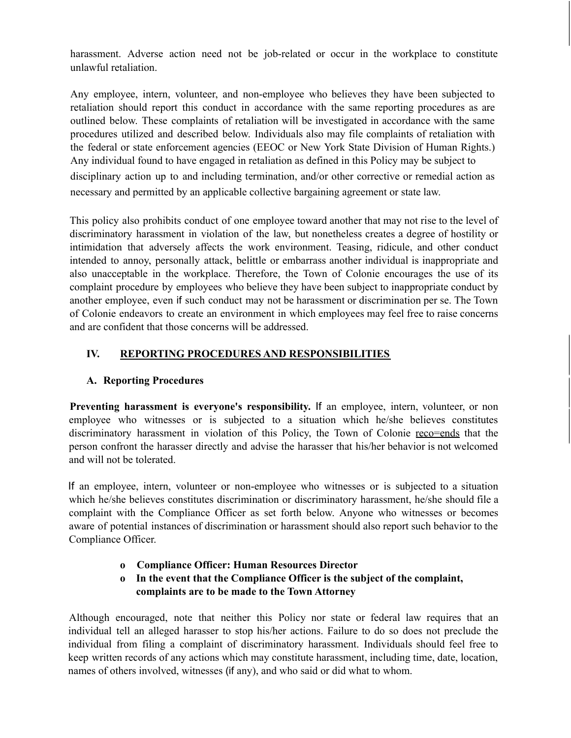harassment. Adverse action need not be job-related or occur in the workplace to constitute unlawful retaliation.

Any employee, intern, volunteer, and non-employee who believes they have been subjected to retaliation should report this conduct in accordance with the same reporting procedures as are outlined below. These complaints of retaliation will be investigated in accordance with the same procedures utilized and described below. Individuals also may file complaints of retaliation with the federal or state enforcement agencies (EEOC or New York State Division of Human Rights.) Any individual found to have engaged in retaliation as defined in this Policy may be subject to disciplinary action up to and including termination, and/or other corrective or remedial action as necessary and permitted by an applicable collective bargaining agreement or state law.

This policy also prohibits conduct of one employee toward another that may not rise to the level of discriminatory harassment in violation of the law, but nonetheless creates a degree of hostility or intimidation that adversely affects the work environment. Teasing, ridicule, and other conduct intended to annoy, personally attack, belittle or embarrass another individual is inappropriate and also unacceptable in the workplace. Therefore, the Town of Colonie encourages the use of its complaint procedure by employees who believe they have been subject to inappropriate conduct by another employee, even if such conduct may not be harassment or discrimination per se. The Town of Colonie endeavors to create an environment in which employees may feel free to raise concerns and are confident that those concerns will be addressed.

## IV. REPORTING PROCEDURES AND RESPONSIBILITIES

### A. Reporting Procedures

**Preventing harassment is everyone's responsibility.** If an employee, intern, volunteer, or non employee who witnesses or is subjected to a situation which he/she believes constitutes discriminatory harassment in violation of this Policy, the Town of Colonie reco=ends that the person confront the harasser directly and advise the harasser that his/her behavior is not welcomed and will not be tolerated.

If an employee, intern, volunteer or non-employee who witnesses or is subjected to a situation which he/she believes constitutes discrimination or discriminatory harassment, he/she should file a complaint with the Compliance Officer as set forth below. Anyone who witnesses or becomes aware of potential instances of discrimination or harassment should also report such behavior to the Compliance Officer.

- **Compliance Officer: Human Resources Director**
- **In the event that the Compliance Officer is the subject of the complaint, complaints are to be made to the Town Attorney**

Although encouraged, note that neither this Policy nor state or federal law requires that an individual tell an alleged harasser to stop his/her actions. Failure to do so does not preclude the individual from filing a complaint of discriminatory harassment. Individuals should feel free to keep written records of any actions which may constitute harassment, including time, date, location, names of others involved, witnesses (if any), and who said or did what to whom.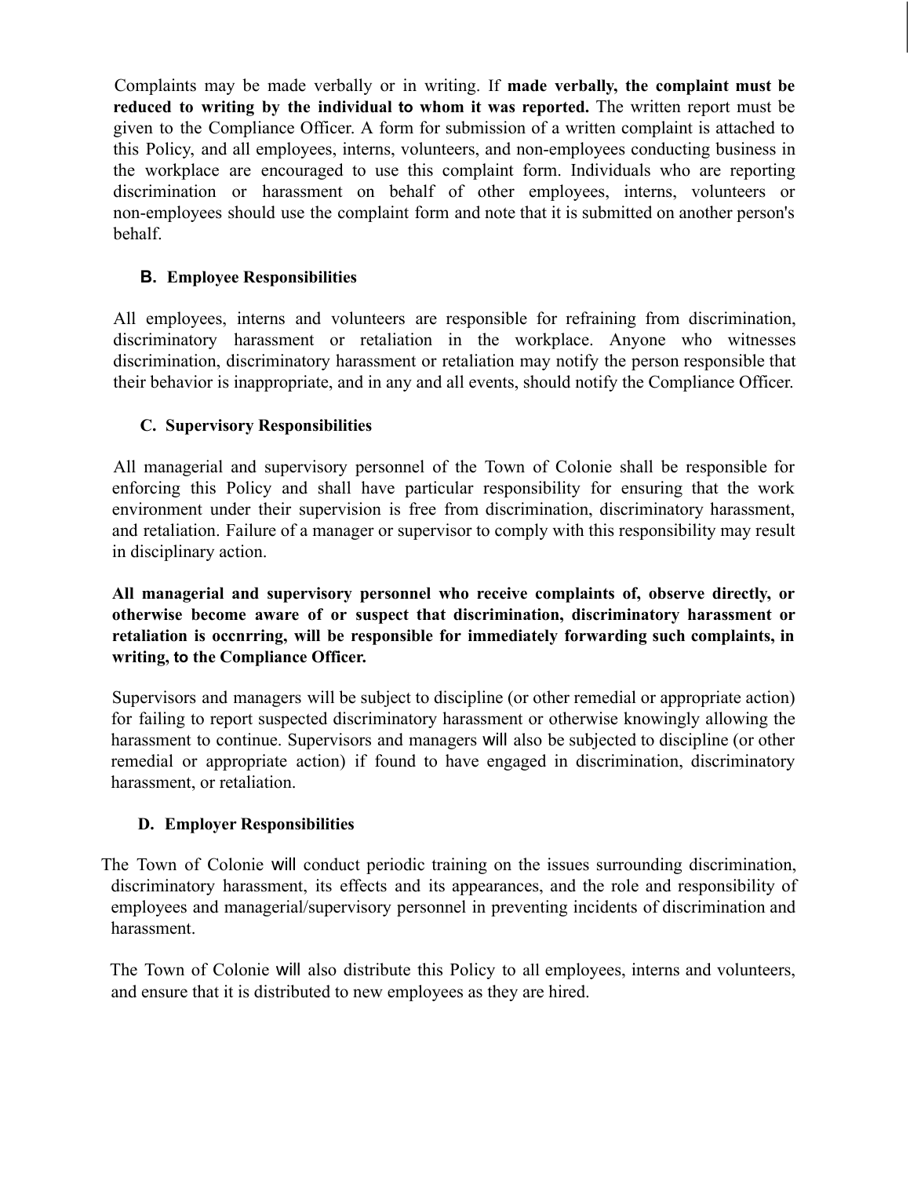Complaints may be made verbally or in writing. If **made verbally, the complaint must be reduced to writing by the individual to whom it was reported.** The written report must be given to the Compliance Officer. A form for submission of a written complaint is attached to this Policy, and all employees, interns, volunteers, and non-employees conducting business in the workplace are encouraged to use this complaint form. Individuals who are reporting discrimination or harassment on behalf of other employees, interns, volunteers or non-employees should use the complaint form and note that it is submitted on another person's behalf.

### B. Employee Responsibilities

All employees, interns and volunteers are responsible for refraining from discrimination, discriminatory harassment or retaliation in the workplace. Anyone who witnesses discrimination, discriminatory harassment or retaliation may notify the person responsible that their behavior is inappropriate, and in any and all events, should notify the Compliance Officer.

### C. Supervisory Responsibilities

All managerial and supervisory personnel of the Town of Colonie shall be responsible for enforcing this Policy and shall have particular responsibility for ensuring that the work environment under their supervision is free from discrimination, discriminatory harassment, and retaliation. Failure of a manager or supervisor to comply with this responsibility may result in disciplinary action.

**All managerial and supervisory personnel who receive complaints of, observe directly, or otherwise become aware of or suspect that discrimination, discriminatory harassment or retaliation is occnrring, will be responsible for immediately forwarding such complaints, in writing, to the Compliance Officer.**

Supervisors and managers will be subject to discipline (or other remedial or appropriate action) for failing to report suspected discriminatory harassment or otherwise knowingly allowing the harassment to continue. Supervisors and managers will also be subjected to discipline (or other remedial or appropriate action) if found to have engaged in discrimination, discriminatory harassment, or retaliation.

### D. Employer Responsibilities

The Town of Colonie will conduct periodic training on the issues surrounding discrimination, discriminatory harassment, its effects and its appearances, and the role and responsibility of employees and managerial/supervisory personnel in preventing incidents of discrimination and harassment.

The Town of Colonie will also distribute this Policy to all employees, interns and volunteers, and ensure that it is distributed to new employees as they are hired.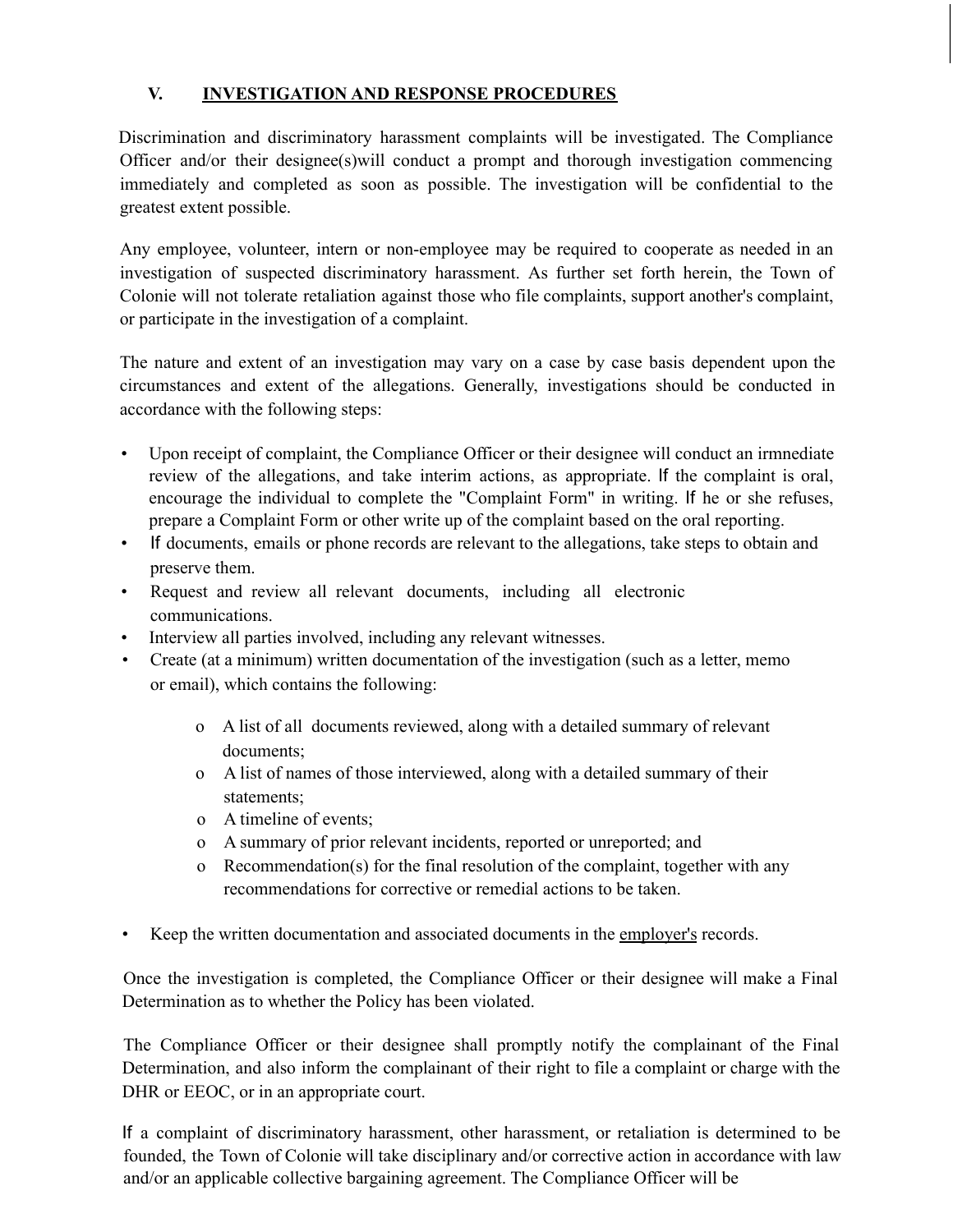## V. INVESTIGATION AND RESPONSE PROCEDURES

Discrimination and discriminatory harassment complaints will be investigated. The Compliance Officer and/or their designee(s)will conduct a prompt and thorough investigation commencing immediately and completed as soon as possible. The investigation will be confidential to the greatest extent possible.

Any employee, volunteer, intern or non-employee may be required to cooperate as needed in an investigation of suspected discriminatory harassment. As further set forth herein, the Town of Colonie will not tolerate retaliation against those who file complaints, support another's complaint, or participate in the investigation of a complaint.

The nature and extent of an investigation may vary on a case by case basis dependent upon the circumstances and extent of the allegations. Generally, investigations should be conducted in accordance with the following steps:

- Upon receipt of complaint, the Compliance Officer or their designee will conduct an irmnediate review of the allegations, and take interim actions, as appropriate. If the complaint is oral, encourage the individual to complete the "Complaint Form" in writing. If he or she refuses, prepare a Complaint Form or other write up of the complaint based on the oral reporting.
- If documents, emails or phone records are relevant to the allegations, take steps to obtain and preserve them.
- Request and review all relevant documents, including all electronic communications.
- Interview all parties involved, including any relevant witnesses.
- Create (at a minimum) written documentation of the investigation (such as a letter, memo or email), which contains the following:
  - A list of all documents reviewed, along with a detailed summary of relevant documents;
  - A list of names of those interviewed, along with a detailed summary of their statements;
  - A timeline of events;
  - A summary of prior relevant incidents, reported or unreported; and
  - Recommendation(s) for the final resolution of the complaint, together with any recommendations for corrective or remedial actions to be taken.
- Keep the written documentation and associated documents in the employer's records.

Once the investigation is completed, the Compliance Officer or their designee will make a Final Determination as to whether the Policy has been violated.

The Compliance Officer or their designee shall promptly notify the complainant of the Final Determination, and also inform the complainant of their right to file a complaint or charge with the DHR or EEOC, or in an appropriate court.

If a complaint of discriminatory harassment, other harassment, or retaliation is determined to be founded, the Town of Colonie will take disciplinary and/or corrective action in accordance with law and/or an applicable collective bargaining agreement. The Compliance Officer will be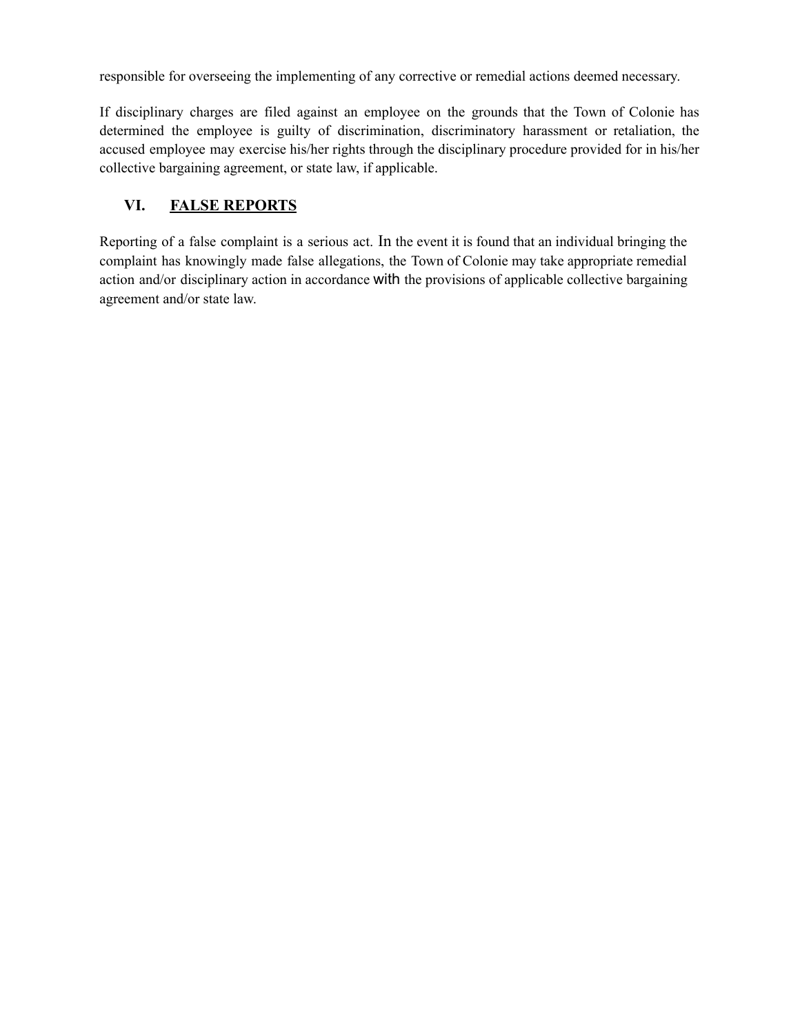responsible for overseeing the implementing of any corrective or remedial actions deemed necessary.

If disciplinary charges are filed against an employee on the grounds that the Town of Colonie has determined the employee is guilty of discrimination, discriminatory harassment or retaliation, the accused employee may exercise his/her rights through the disciplinary procedure provided for in his/her collective bargaining agreement, or state law, if applicable.

## VI. FALSE REPORTS

Reporting of a false complaint is a serious act. In the event it is found that an individual bringing the complaint has knowingly made false allegations, the Town of Colonie may take appropriate remedial action and/or disciplinary action in accordance with the provisions of applicable collective bargaining agreement and/or state law.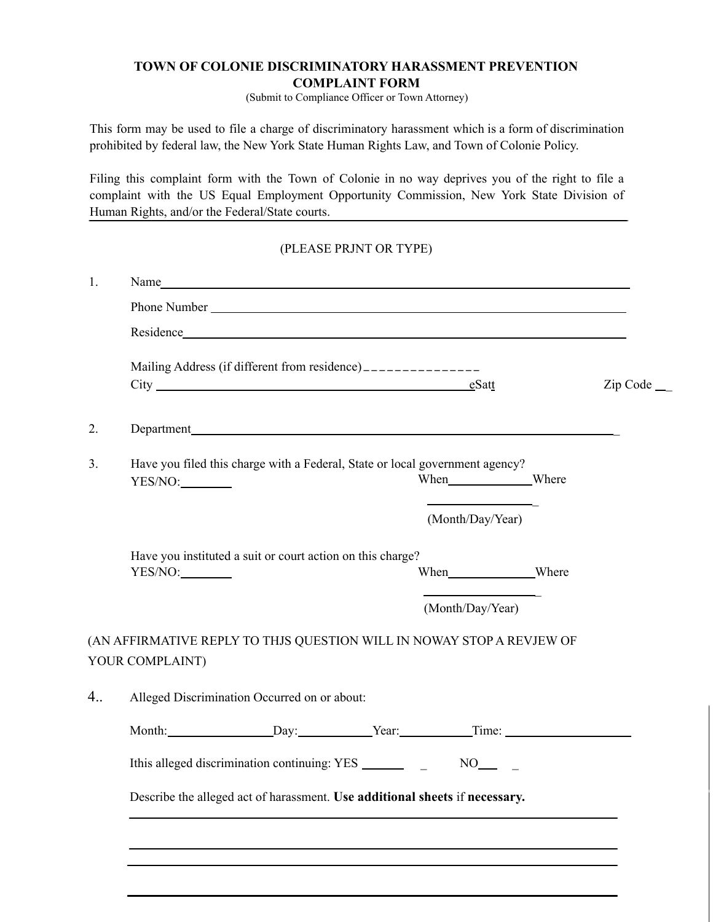**TOWN OF COLONIE DISCRIMINATORY HARASSMENT PREVENTION COMPLAINT FORM**

(Submit to Compliance Officer or Town Attorney)

This form may be used to file a charge of discriminatory harassment which is a form of discrimination prohibited by federal law, the New York State Human Rights Law, and Town of Colonie Policy.

Filing this complaint form with the Town of Colonie in no way deprives you of the right to file a complaint with the US Equal Employment Opportunity Commission, New York State Division of Human Rights, and/or the Federal/State courts.

(PLEASE PRJNT OR TYPE)

1. Name ______________________________

   Phone Number ______________________________

   Residence ______________________________

   Mailing Address (if different from residence) _______________

   City ______________________________ eSatt ______ Zip Code __

2. Department ______________________________

3. Have you filed this charge with a Federal, State or local government agency?

   YES/NO: ________ When ____________ Where ____________

   (Month/Day/Year)

   Have you instituted a suit or court action on this charge?

   YES/NO: ________ When ____________ Where ____________

   (Month/Day/Year)

(AN AFFIRMATIVE REPLY TO THJS QUESTION WILL IN NOWAY STOP A REVJEW OF YOUR COMPLAINT)

4.. Alleged Discrimination Occurred on or about:

   Month: ____________ Day: __________ Year: __________ Time: ______________

   Ithis alleged discrimination continuing: YES ______ _ NO___ _

   Describe the alleged act of harassment. **Use additional sheets** if **necessary.**

   ______________________________

   ______________________________

   ______________________________

   ______________________________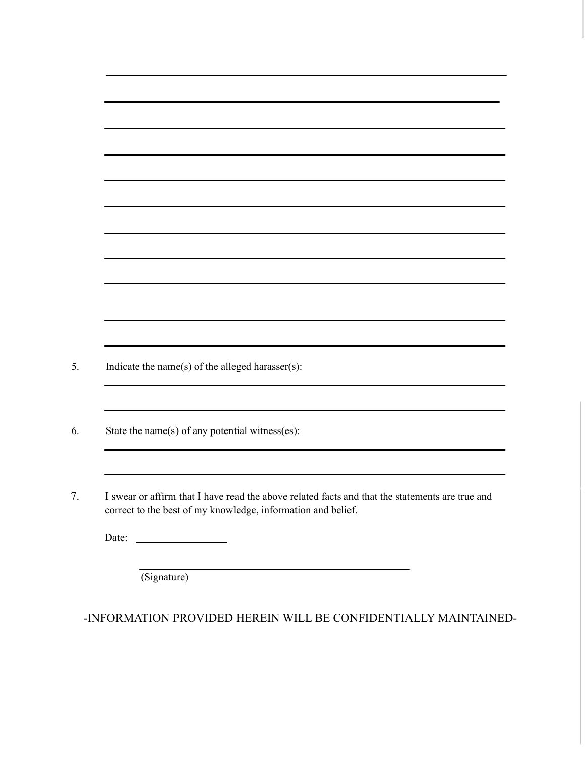5. Indicate the name(s) of the alleged harasser(s):

6. State the name(s) of any potential witness(es):

7. I swear or affirm that I have read the above related facts and that the statements are true and correct to the best of my knowledge, information and belief.

Date: ________________

______________________________________________
(Signature)

-INFORMATION PROVIDED HEREIN WILL BE CONFIDENTIALLY MAINTAINED-